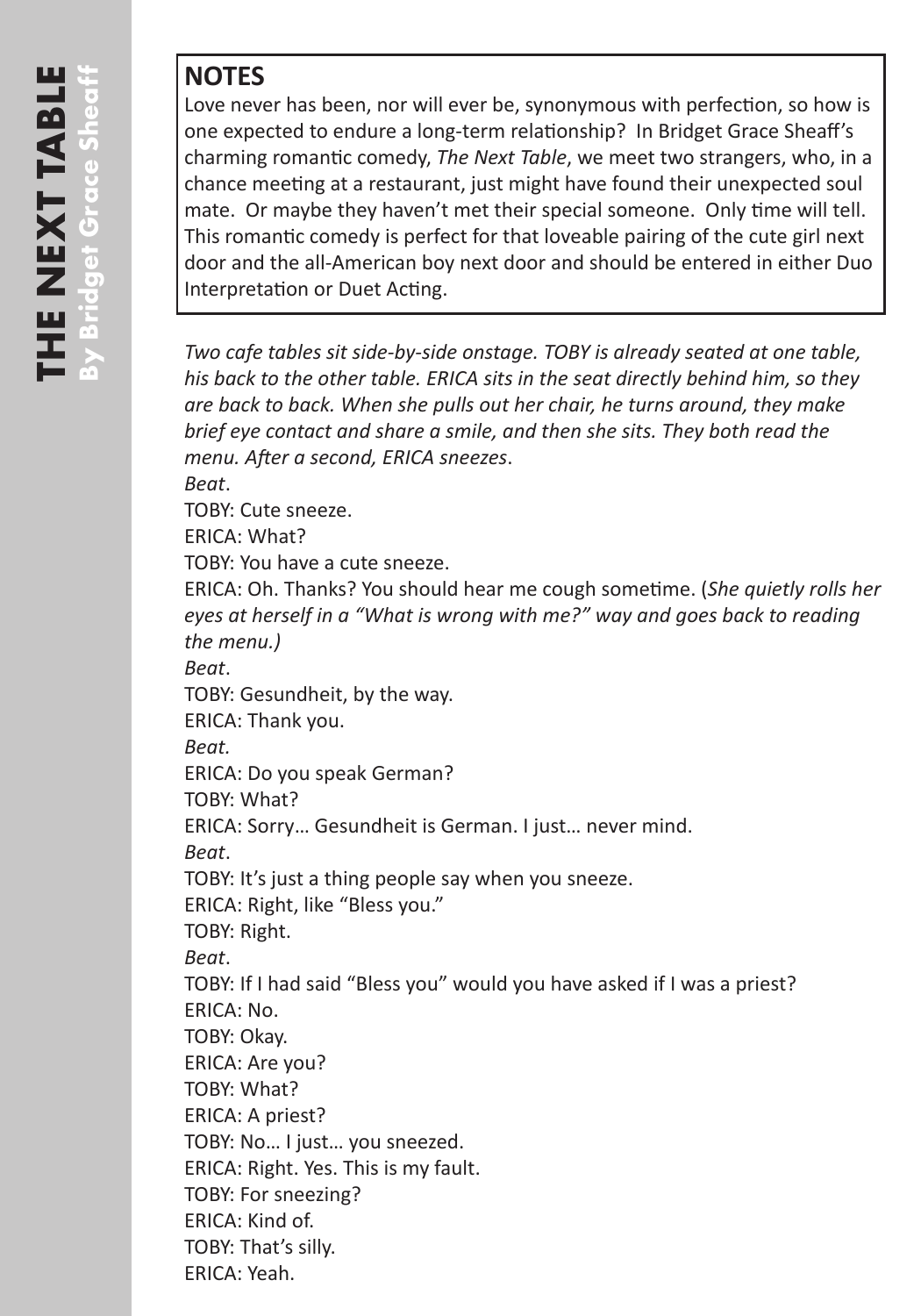## NOTES

Love never has been, nor will ever be, synonymous with perfection, so how is one expected to endure a long-term relationship? In Bridget Grace Sheaff's charming romantic comedy, *The Next Table*, we meet two strangers, who, in a chance meeting at a restaurant, just might have found their unexpected soul mate. Or maybe they haven't met their special someone. Only time will tell. This romantic comedy is perfect for that loveable pairing of the cute girl next door and the all-American boy next door and should be entered in either Duo Interpretation or Duet Acting.

*Two cafe tables sit side-by-side onstage. TOBY is already seated at one table, his back to the other table. ERICA sits in the seat directly behind him, so they are back to back. When she pulls out her chair, he turns around, they make brief eye contact and share a smile, and then she sits. They both read the menu. After a second, ERICA sneezes.*

*Beat.*

TOBY: Cute sneeze.

ERICA: What?

TOBY: You have a cute sneeze.

ERICA: Oh. Thanks? You should hear me cough sometime. (*She quietly rolls her eyes at herself in a "What is wrong with me?" way and goes back to reading the menu.)*

*Beat.*

TOBY: Gesundheit, by the way.

ERICA: Thank you.

*Beat.*

ERICA: Do you speak German?

TOBY: What?

ERICA: Sorry… Gesundheit is German. I just… never mind.

*Beat.*

TOBY: It's just a thing people say when you sneeze.

ERICA: Right, like "Bless you."

TOBY: Right.

*Beat.*

TOBY: If I had said "Bless you" would you have asked if I was a priest?

ERICA: No.

TOBY: Okay.

ERICA: Are you?

TOBY: What?

ERICA: A priest?

TOBY: No… I just… you sneezed.

ERICA: Right. Yes. This is my fault.

TOBY: For sneezing?

ERICA: Kind of.

TOBY: That's silly.

ERICA: Yeah.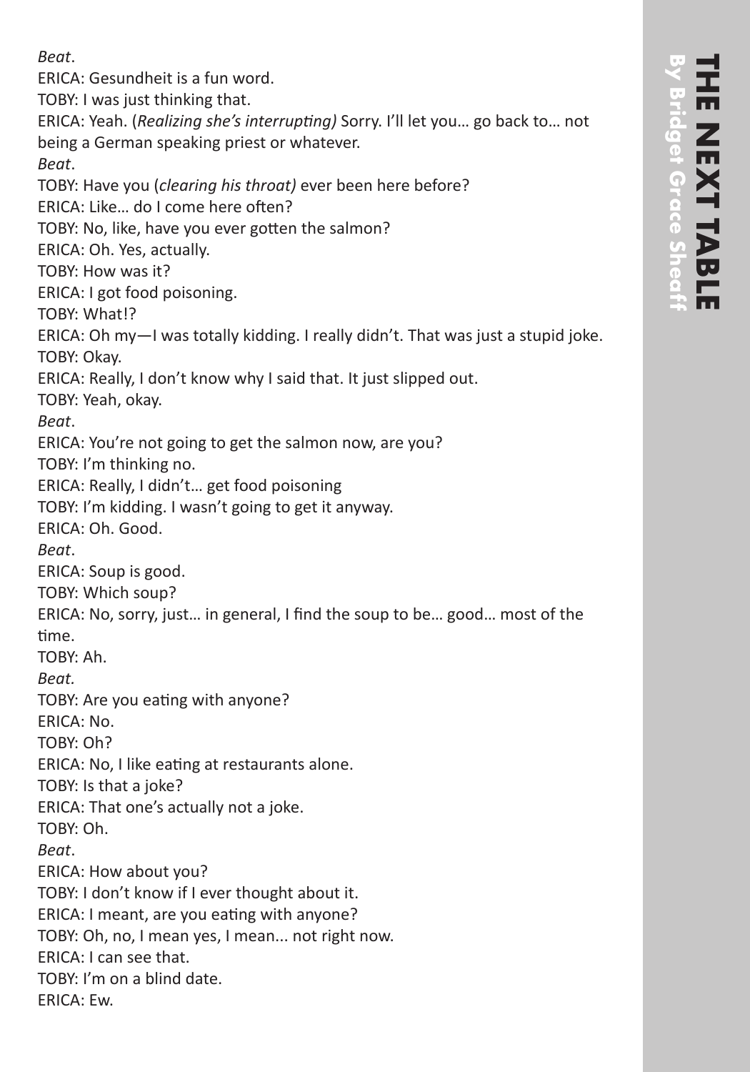*Beat*.

ERICA: Gesundheit is a fun word.

TOBY: I was just thinking that.

ERICA: Yeah. (*Realizing she's interrupting)* Sorry. I'll let you… go back to… not being a German speaking priest or whatever.

*Beat*.

TOBY: Have you (*clearing his throat)* ever been here before?

ERICA: Like… do I come here often?

TOBY: No, like, have you ever gotten the salmon?

ERICA: Oh. Yes, actually.

TOBY: How was it?

ERICA: I got food poisoning.

TOBY: What!?

ERICA: Oh my—I was totally kidding. I really didn't. That was just a stupid joke.

TOBY: Okay.

ERICA: Really, I don't know why I said that. It just slipped out.

TOBY: Yeah, okay.

*Beat*.

ERICA: You're not going to get the salmon now, are you?

TOBY: I'm thinking no.

ERICA: Really, I didn't… get food poisoning

TOBY: I'm kidding. I wasn't going to get it anyway.

ERICA: Oh. Good.

*Beat*.

ERICA: Soup is good.

TOBY: Which soup?

ERICA: No, sorry, just… in general, I find the soup to be… good… most of the time.

TOBY: Ah.

*Beat.*

TOBY: Are you eating with anyone?

ERICA: No.

TOBY: Oh?

ERICA: No, I like eating at restaurants alone.

TOBY: Is that a joke?

ERICA: That one's actually not a joke.

TOBY: Oh.

*Beat*.

ERICA: How about you?

TOBY: I don't know if I ever thought about it.

ERICA: I meant, are you eating with anyone?

TOBY: Oh, no, I mean yes, I mean... not right now.

ERICA: I can see that.

TOBY: I'm on a blind date.

ERICA: Ew.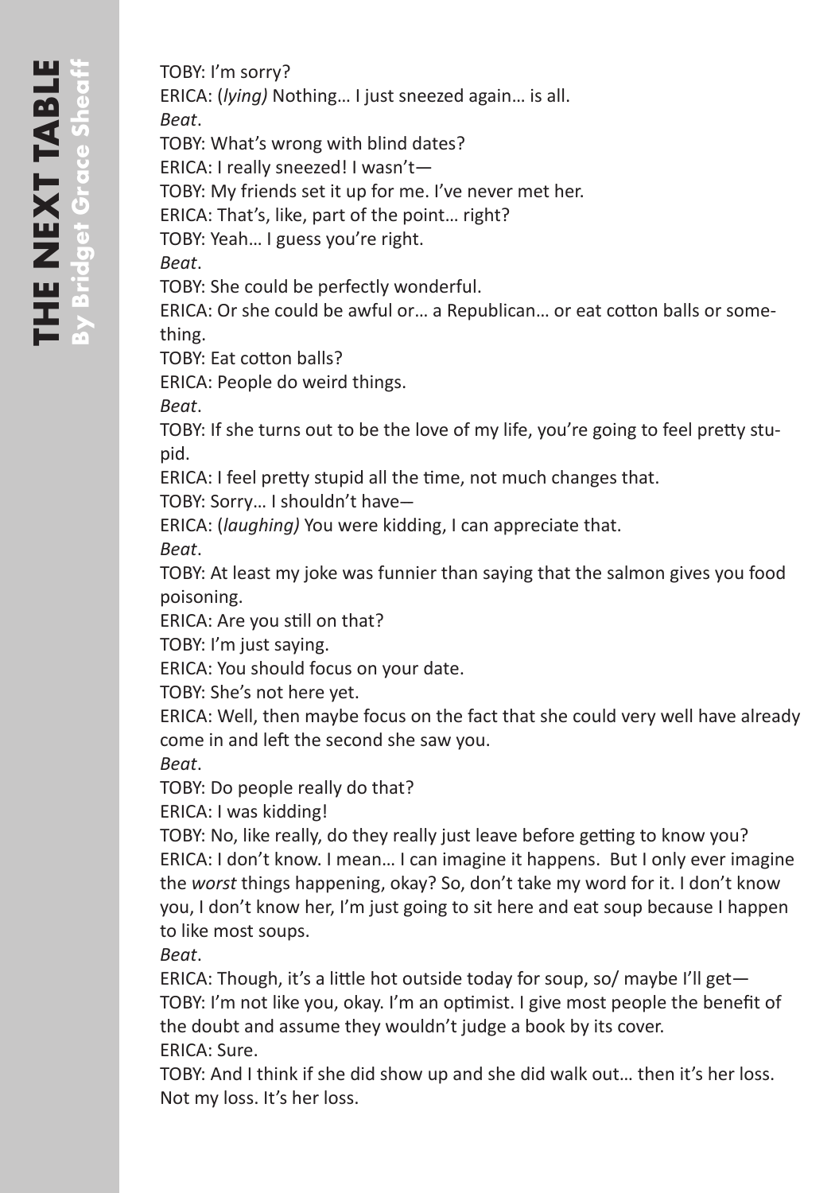TOBY: I'm sorry?

ERICA: (*lying*) Nothing… I just sneezed again… is all.

*Beat*.

TOBY: What's wrong with blind dates?

ERICA: I really sneezed! I wasn't—

TOBY: My friends set it up for me. I've never met her.

ERICA: That's, like, part of the point… right?

TOBY: Yeah… I guess you're right.

*Beat*.

TOBY: She could be perfectly wonderful.

ERICA: Or she could be awful or… a Republican… or eat cotton balls or something.

TOBY: Eat cotton balls?

ERICA: People do weird things.

*Beat*.

TOBY: If she turns out to be the love of my life, you're going to feel pretty stupid.

ERICA: I feel pretty stupid all the time, not much changes that.

TOBY: Sorry… I shouldn't have–

ERICA: (*laughing*) You were kidding, I can appreciate that.

*Beat*.

TOBY: At least my joke was funnier than saying that the salmon gives you food poisoning.

ERICA: Are you still on that?

TOBY: I'm just saying.

ERICA: You should focus on your date.

TOBY: She's not here yet.

ERICA: Well, then maybe focus on the fact that she could very well have already come in and left the second she saw you.

*Beat*.

TOBY: Do people really do that?

ERICA: I was kidding!

TOBY: No, like really, do they really just leave before getting to know you?

ERICA: I don't know. I mean… I can imagine it happens. But I only ever imagine the *worst* things happening, okay? So, don't take my word for it. I don't know you, I don't know her, I'm just going to sit here and eat soup because I happen to like most soups.

*Beat*.

ERICA: Though, it's a little hot outside today for soup, so/ maybe I'll get—

TOBY: I'm not like you, okay. I'm an optimist. I give most people the benefit of the doubt and assume they wouldn't judge a book by its cover.

ERICA: Sure.

TOBY: And I think if she did show up and she did walk out… then it's her loss. Not my loss. It's her loss.